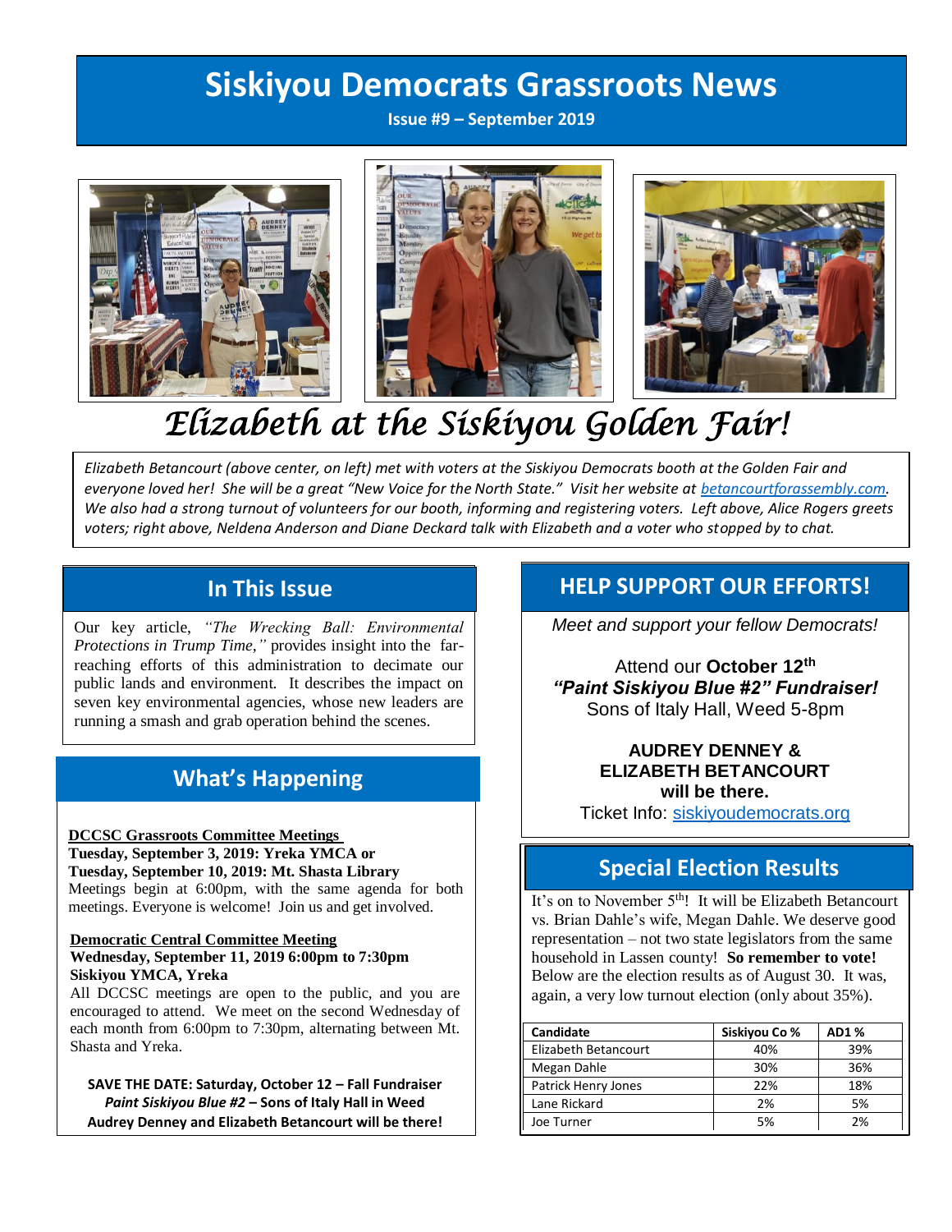# Siskiyou Democrats Grassroots News

**Issue #9 – September 2019**

## *Elizabeth at the Siskiyou Golden Fair!*

*Elizabeth Betancourt (above center, on left) met with voters at the Siskiyou Democrats booth at the Golden Fair and everyone loved her! She will be a great "New Voice for the North State." Visit her website at [betancourtforassembly.com](betancourtforassembly.com). We also had a strong turnout of volunteers for our booth, informing and registering voters. Left above, Alice Rogers greets voters; right above, Neldena Anderson and Diane Deckard talk with Elizabeth and a voter who stopped by to chat.*

## In This Issue

Our key article, *"The Wrecking Ball: Environmental Protections in Trump Time,"* provides insight into the far-reaching efforts of this administration to decimate our public lands and environment. It describes the impact on seven key environmental agencies, whose new leaders are running a smash and grab operation behind the scenes.

## What's Happening

**DCCSC Grassroots Committee Meetings**
**Tuesday, September 3, 2019: Yreka YMCA or**
**Tuesday, September 10, 2019: Mt. Shasta Library**
Meetings begin at 6:00pm, with the same agenda for both meetings. Everyone is welcome! Join us and get involved.

**Democratic Central Committee Meeting**
**Wednesday, September 11, 2019 6:00pm to 7:30pm**
**Siskiyou YMCA, Yreka**
All DCCSC meetings are open to the public, and you are encouraged to attend. We meet on the second Wednesday of each month from 6:00pm to 7:30pm, alternating between Mt. Shasta and Yreka.

**SAVE THE DATE: Saturday, October 12 – Fall Fundraiser**
***Paint Siskiyou Blue #2* – Sons of Italy Hall in Weed**
**Audrey Denney and Elizabeth Betancourt will be there!**

## HELP SUPPORT OUR EFFORTS!

*Meet and support your fellow Democrats!*

Attend our **October 12th**
***"Paint Siskiyou Blue #2" Fundraiser!***
Sons of Italy Hall, Weed 5-8pm

**AUDREY DENNEY & ELIZABETH BETANCOURT will be there.**
Ticket Info: [siskiyoudemocrats.org](siskiyoudemocrats.org)

## Special Election Results

It's on to November 5th! It will be Elizabeth Betancourt vs. Brian Dahle's wife, Megan Dahle. We deserve good representation – not two state legislators from the same household in Lassen county! **So remember to vote!** Below are the election results as of August 30. It was, again, a very low turnout election (only about 35%).

| Candidate | Siskiyou Co % | AD1 % |
|---|---|---|
| Elizabeth Betancourt | 40% | 39% |
| Megan Dahle | 30% | 36% |
| Patrick Henry Jones | 22% | 18% |
| Lane Rickard | 2% | 5% |
| Joe Turner | 5% | 2% |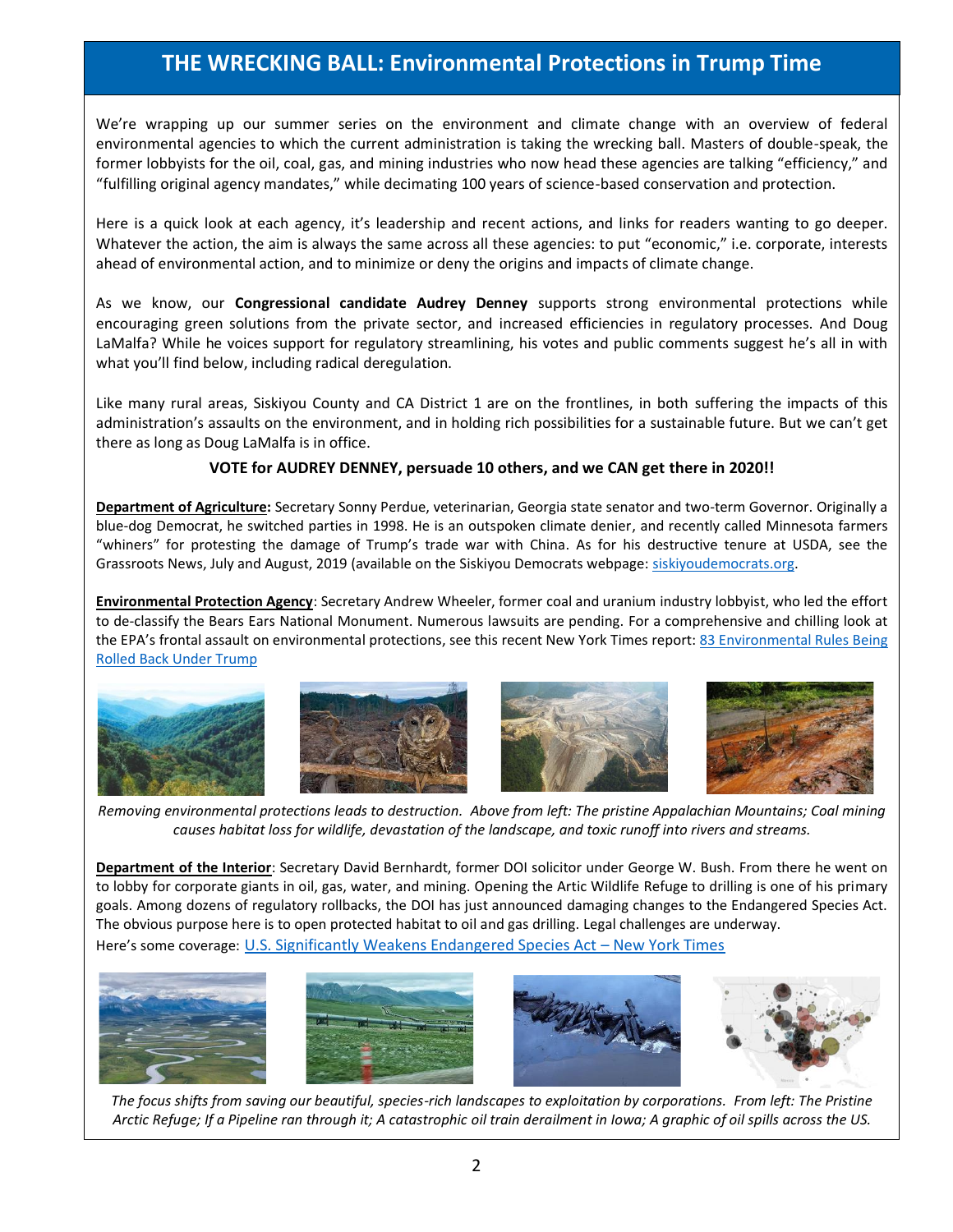# THE WRECKING BALL: Environmental Protections in Trump Time

We're wrapping up our summer series on the environment and climate change with an overview of federal environmental agencies to which the current administration is taking the wrecking ball. Masters of double-speak, the former lobbyists for the oil, coal, gas, and mining industries who now head these agencies are talking "efficiency," and "fulfilling original agency mandates," while decimating 100 years of science-based conservation and protection.

Here is a quick look at each agency, it's leadership and recent actions, and links for readers wanting to go deeper. Whatever the action, the aim is always the same across all these agencies: to put "economic," i.e. corporate, interests ahead of environmental action, and to minimize or deny the origins and impacts of climate change.

As we know, our **Congressional candidate Audrey Denney** supports strong environmental protections while encouraging green solutions from the private sector, and increased efficiencies in regulatory processes. And Doug LaMalfa? While he voices support for regulatory streamlining, his votes and public comments suggest he's all in with what you'll find below, including radical deregulation.

Like many rural areas, Siskiyou County and CA District 1 are on the frontlines, in both suffering the impacts of this administration's assaults on the environment, and in holding rich possibilities for a sustainable future. But we can't get there as long as Doug LaMalfa is in office.

**VOTE for AUDREY DENNEY, persuade 10 others, and we CAN get there in 2020!!**

**Department of Agriculture:** Secretary Sonny Perdue, veterinarian, Georgia state senator and two-term Governor. Originally a blue-dog Democrat, he switched parties in 1998. He is an outspoken climate denier, and recently called Minnesota farmers "whiners" for protesting the damage of Trump's trade war with China. As for his destructive tenure at USDA, see the Grassroots News, July and August, 2019 (available on the Siskiyou Democrats webpage: siskiyoudemocrats.org.

**Environmental Protection Agency**: Secretary Andrew Wheeler, former coal and uranium industry lobbyist, who led the effort to de-classify the Bears Ears National Monument. Numerous lawsuits are pending. For a comprehensive and chilling look at the EPA's frontal assault on environmental protections, see this recent New York Times report: 83 Environmental Rules Being Rolled Back Under Trump

*Removing environmental protections leads to destruction. Above from left: The pristine Appalachian Mountains; Coal mining causes habitat loss for wildlife, devastation of the landscape, and toxic runoff into rivers and streams.*

**Department of the Interior**: Secretary David Bernhardt, former DOI solicitor under George W. Bush. From there he went on to lobby for corporate giants in oil, gas, water, and mining. Opening the Artic Wildlife Refuge to drilling is one of his primary goals. Among dozens of regulatory rollbacks, the DOI has just announced damaging changes to the Endangered Species Act. The obvious purpose here is to open protected habitat to oil and gas drilling. Legal challenges are underway.
Here's some coverage: U.S. Significantly Weakens Endangered Species Act – New York Times

*The focus shifts from saving our beautiful, species-rich landscapes to exploitation by corporations. From left: The Pristine Arctic Refuge; If a Pipeline ran through it; A catastrophic oil train derailment in Iowa; A graphic of oil spills across the US.*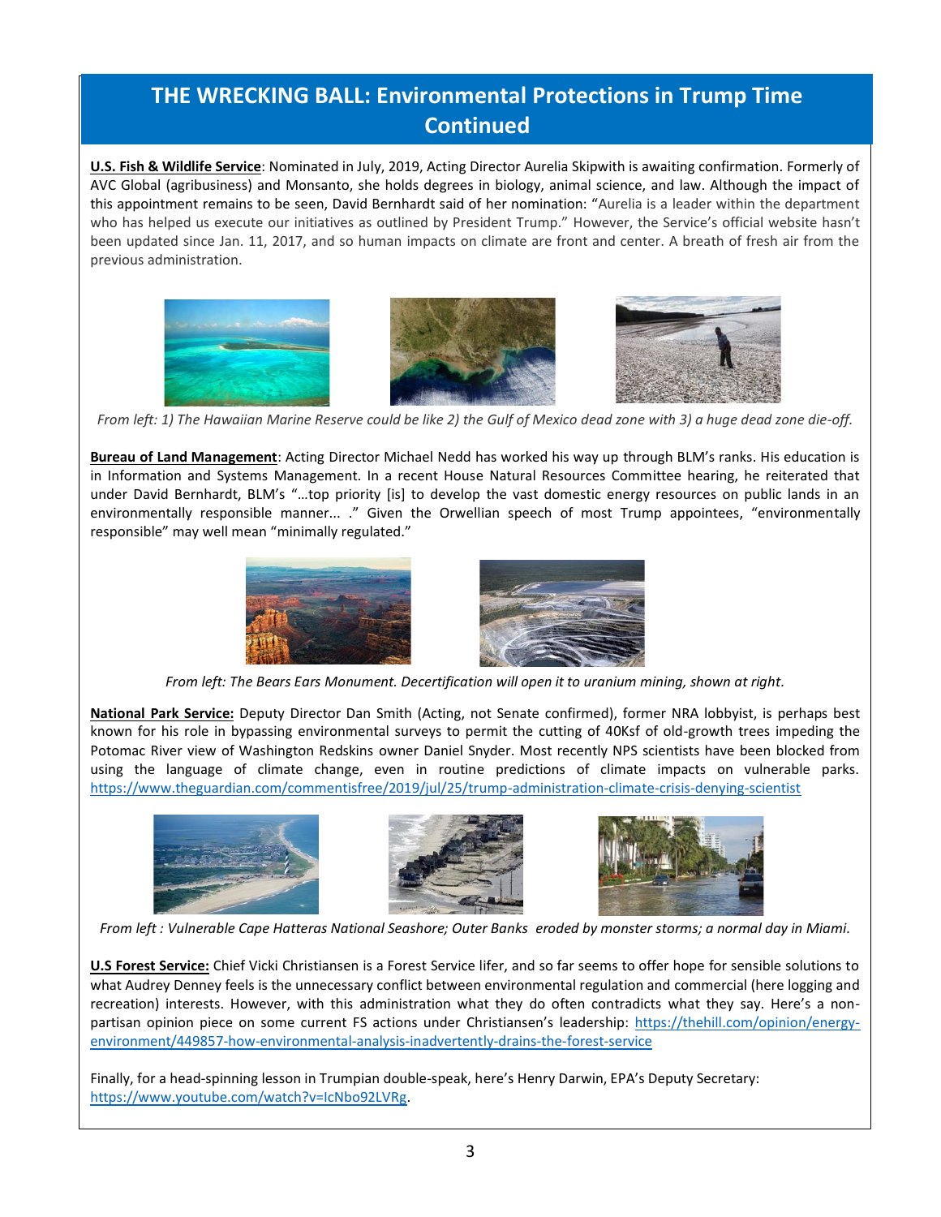# THE WRECKING BALL: Environmental Protections in Trump Time Continued

**U.S. Fish & Wildlife Service**: Nominated in July, 2019, Acting Director Aurelia Skipwith is awaiting confirmation. Formerly of AVC Global (agribusiness) and Monsanto, she holds degrees in biology, animal science, and law. Although the impact of this appointment remains to be seen, David Bernhardt said of her nomination: "Aurelia is a leader within the department who has helped us execute our initiatives as outlined by President Trump." However, the Service's official website hasn't been updated since Jan. 11, 2017, and so human impacts on climate are front and center. A breath of fresh air from the previous administration.

*From left: 1) The Hawaiian Marine Reserve could be like 2) the Gulf of Mexico dead zone with 3) a huge dead zone die-off.*

**Bureau of Land Management**: Acting Director Michael Nedd has worked his way up through BLM's ranks. His education is in Information and Systems Management. In a recent House Natural Resources Committee hearing, he reiterated that under David Bernhardt, BLM's "…top priority [is] to develop the vast domestic energy resources on public lands in an environmentally responsible manner... ." Given the Orwellian speech of most Trump appointees, "environmentally responsible" may well mean "minimally regulated."

*From left: The Bears Ears Monument. Decertification will open it to uranium mining, shown at right.*

**National Park Service:** Deputy Director Dan Smith (Acting, not Senate confirmed), former NRA lobbyist, is perhaps best known for his role in bypassing environmental surveys to permit the cutting of 40Ksf of old-growth trees impeding the Potomac River view of Washington Redskins owner Daniel Snyder. Most recently NPS scientists have been blocked from using the language of climate change, even in routine predictions of climate impacts on vulnerable parks. https://www.theguardian.com/commentisfree/2019/jul/25/trump-administration-climate-crisis-denying-scientist

*From left : Vulnerable Cape Hatteras National Seashore; Outer Banks eroded by monster storms; a normal day in Miami.*

**U.S Forest Service:** Chief Vicki Christiansen is a Forest Service lifer, and so far seems to offer hope for sensible solutions to what Audrey Denney feels is the unnecessary conflict between environmental regulation and commercial (here logging and recreation) interests. However, with this administration what they do often contradicts what they say. Here's a non-partisan opinion piece on some current FS actions under Christiansen's leadership: https://thehill.com/opinion/energy-environment/449857-how-environmental-analysis-inadvertently-drains-the-forest-service

Finally, for a head-spinning lesson in Trumpian double-speak, here's Henry Darwin, EPA's Deputy Secretary: https://www.youtube.com/watch?v=IcNbo92LVRg.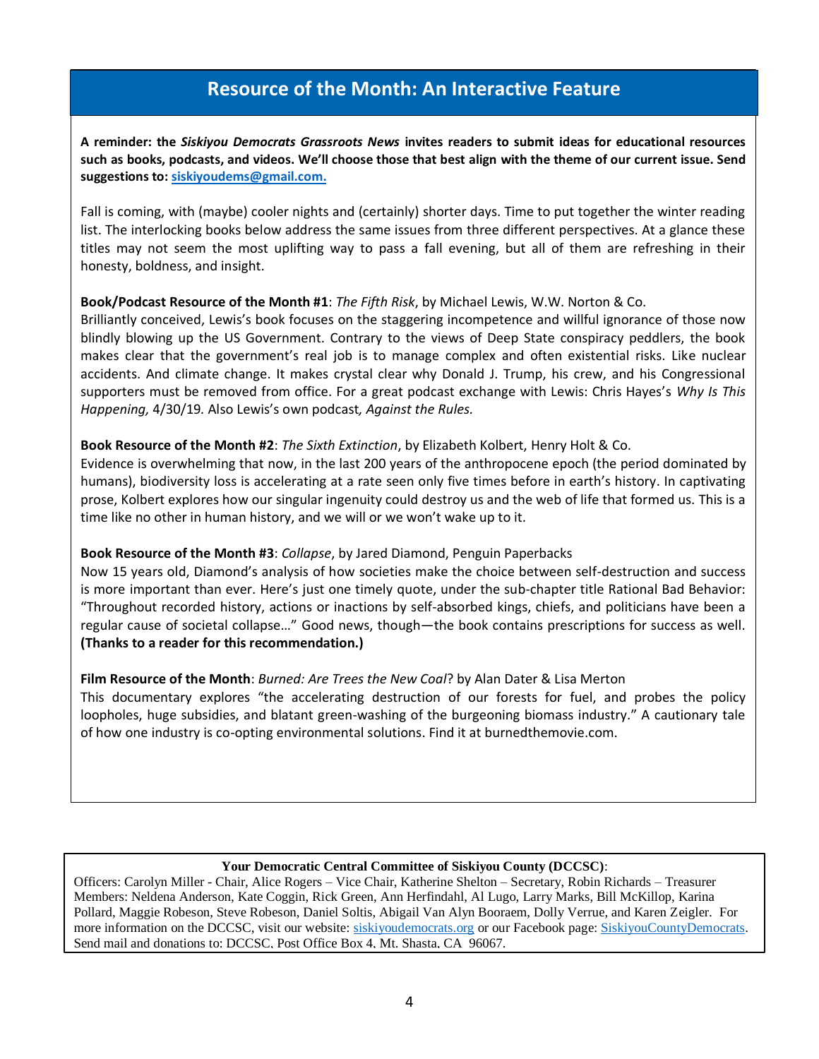## Resource of the Month: An Interactive Feature

**A reminder: the *Siskiyou Democrats Grassroots News* invites readers to submit ideas for educational resources such as books, podcasts, and videos. We'll choose those that best align with the theme of our current issue. Send suggestions to: siskiyoudems@gmail.com.**

Fall is coming, with (maybe) cooler nights and (certainly) shorter days. Time to put together the winter reading list. The interlocking books below address the same issues from three different perspectives. At a glance these titles may not seem the most uplifting way to pass a fall evening, but all of them are refreshing in their honesty, boldness, and insight.

**Book/Podcast Resource of the Month #1**: *The Fifth Risk*, by Michael Lewis, W.W. Norton & Co.
Brilliantly conceived, Lewis's book focuses on the staggering incompetence and willful ignorance of those now blindly blowing up the US Government. Contrary to the views of Deep State conspiracy peddlers, the book makes clear that the government's real job is to manage complex and often existential risks. Like nuclear accidents. And climate change. It makes crystal clear why Donald J. Trump, his crew, and his Congressional supporters must be removed from office. For a great podcast exchange with Lewis: Chris Hayes's *Why Is This Happening,* 4/30/19*.* Also Lewis's own podcast*, Against the Rules.*

**Book Resource of the Month #2**: *The Sixth Extinction*, by Elizabeth Kolbert, Henry Holt & Co.
Evidence is overwhelming that now, in the last 200 years of the anthropocene epoch (the period dominated by humans), biodiversity loss is accelerating at a rate seen only five times before in earth's history. In captivating prose, Kolbert explores how our singular ingenuity could destroy us and the web of life that formed us. This is a time like no other in human history, and we will or we won't wake up to it.

**Book Resource of the Month #3**: *Collapse*, by Jared Diamond, Penguin Paperbacks
Now 15 years old, Diamond's analysis of how societies make the choice between self-destruction and success is more important than ever. Here's just one timely quote, under the sub-chapter title Rational Bad Behavior: "Throughout recorded history, actions or inactions by self-absorbed kings, chiefs, and politicians have been a regular cause of societal collapse…" Good news, though—the book contains prescriptions for success as well. **(Thanks to a reader for this recommendation.)**

**Film Resource of the Month**: *Burned: Are Trees the New Coal*? by Alan Dater & Lisa Merton
This documentary explores "the accelerating destruction of our forests for fuel, and probes the policy loopholes, huge subsidies, and blatant green-washing of the burgeoning biomass industry." A cautionary tale of how one industry is co-opting environmental solutions. Find it at burnedthemovie.com.

**Your Democratic Central Committee of Siskiyou County (DCCSC)**:
Officers: Carolyn Miller - Chair, Alice Rogers – Vice Chair, Katherine Shelton – Secretary, Robin Richards – Treasurer
Members: Neldena Anderson, Kate Coggin, Rick Green, Ann Herfindahl, Al Lugo, Larry Marks, Bill McKillop, Karina Pollard, Maggie Robeson, Steve Robeson, Daniel Soltis, Abigail Van Alyn Booraem, Dolly Verrue, and Karen Zeigler. For more information on the DCCSC, visit our website: siskiyoudemocrats.org or our Facebook page: SiskiyouCountyDemocrats. Send mail and donations to: DCCSC, Post Office Box 4, Mt. Shasta, CA 96067.